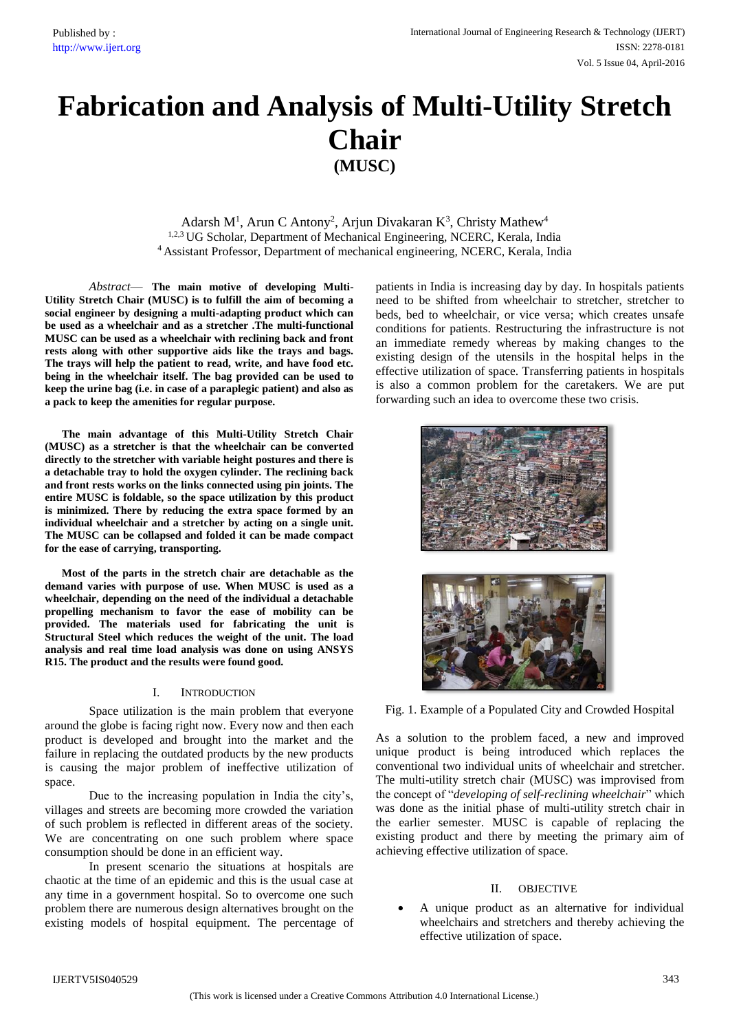# Fabrication and Analysis of Multi-Utility Stretch Chair (MUSC)

Adarsh M[1], Arun C Antony[2], Arjun Divakaran K[3], Christy Mathew[4]

[1,2,3] UG Scholar, Department of Mechanical Engineering, NCERC, Kerala, India

[4] Assistant Professor, Department of mechanical engineering, NCERC, Kerala, India

*Abstract*— **The main motive of developing Multi-Utility Stretch Chair (MUSC) is to fulfill the aim of becoming a social engineer by designing a multi-adapting product which can be used as a wheelchair and as a stretcher .The multi-functional MUSC can be used as a wheelchair with reclining back and front rests along with other supportive aids like the trays and bags. The trays will help the patient to read, write, and have food etc. being in the wheelchair itself. The bag provided can be used to keep the urine bag (i.e. in case of a paraplegic patient) and also as a pack to keep the amenities for regular purpose.**

**The main advantage of this Multi-Utility Stretch Chair (MUSC) as a stretcher is that the wheelchair can be converted directly to the stretcher with variable height postures and there is a detachable tray to hold the oxygen cylinder. The reclining back and front rests works on the links connected using pin joints. The entire MUSC is foldable, so the space utilization by this product is minimized. There by reducing the extra space formed by an individual wheelchair and a stretcher by acting on a single unit. The MUSC can be collapsed and folded it can be made compact for the ease of carrying, transporting.**

**Most of the parts in the stretch chair are detachable as the demand varies with purpose of use. When MUSC is used as a wheelchair, depending on the need of the individual a detachable propelling mechanism to favor the ease of mobility can be provided. The materials used for fabricating the unit is Structural Steel which reduces the weight of the unit. The load analysis and real time load analysis was done on using ANSYS R15. The product and the results were found good.**

## I. INTRODUCTION

Space utilization is the main problem that everyone around the globe is facing right now. Every now and then each product is developed and brought into the market and the failure in replacing the outdated products by the new products is causing the major problem of ineffective utilization of space.

Due to the increasing population in India the city's, villages and streets are becoming more crowded the variation of such problem is reflected in different areas of the society. We are concentrating on one such problem where space consumption should be done in an efficient way.

In present scenario the situations at hospitals are chaotic at the time of an epidemic and this is the usual case at any time in a government hospital. So to overcome one such problem there are numerous design alternatives brought on the existing models of hospital equipment. The percentage of patients in India is increasing day by day. In hospitals patients need to be shifted from wheelchair to stretcher, stretcher to beds, bed to wheelchair, or vice versa; which creates unsafe conditions for patients. Restructuring the infrastructure is not an immediate remedy whereas by making changes to the existing design of the utensils in the hospital helps in the effective utilization of space. Transferring patients in hospitals is also a common problem for the caretakers. We are put forwarding such an idea to overcome these two crisis.

Fig. 1. Example of a Populated City and Crowded Hospital

As a solution to the problem faced, a new and improved unique product is being introduced which replaces the conventional two individual units of wheelchair and stretcher. The multi-utility stretch chair (MUSC) was improvised from the concept of "*developing of self-reclining wheelchair*" which was done as the initial phase of multi-utility stretch chair in the earlier semester. MUSC is capable of replacing the existing product and there by meeting the primary aim of achieving effective utilization of space.

## II. OBJECTIVE

- A unique product as an alternative for individual wheelchairs and stretchers and thereby achieving the effective utilization of space.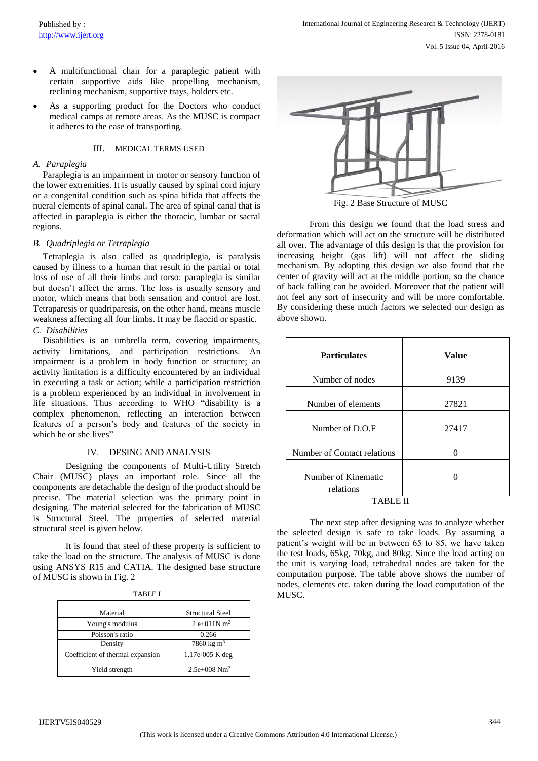- A multifunctional chair for a paraplegic patient with certain supportive aids like propelling mechanism, reclining mechanism, supportive trays, holders etc.
- As a supporting product for the Doctors who conduct medical camps at remote areas. As the MUSC is compact it adheres to the ease of transporting.

## III. MEDICAL TERMS USED

### *A. Paraplegia*

Paraplegia is an impairment in motor or sensory function of the lower extremities. It is usually caused by spinal cord injury or a congenital condition such as spina bifida that affects the nueral elements of spinal canal. The area of spinal canal that is affected in paraplegia is either the thoracic, lumbar or sacral regions.

### *B. Quadriplegia or Tetraplegia*

Tetraplegia is also called as quadriplegia, is paralysis caused by illness to a human that result in the partial or total loss of use of all their limbs and torso: paraplegia is similar but doesn't affect the arms. The loss is usually sensory and motor, which means that both sensation and control are lost. Tetraparesis or quadriparesis, on the other hand, means muscle weakness affecting all four limbs. It may be flaccid or spastic.

### *C. Disabilities*

Disabilities is an umbrella term, covering impairments, activity limitations, and participation restrictions. An impairment is a problem in body function or structure; an activity limitation is a difficulty encountered by an individual in executing a task or action; while a participation restriction is a problem experienced by an individual in involvement in life situations. Thus according to WHO "disability is a complex phenomenon, reflecting an interaction between features of a person's body and features of the society in which he or she lives"

## IV. DESING AND ANALYSIS

Designing the components of Multi-Utility Stretch Chair (MUSC) plays an important role. Since all the components are detachable the design of the product should be precise. The material selection was the primary point in designing. The material selected for the fabrication of MUSC is Structural Steel. The properties of selected material structural steel is given below.

It is found that steel of these property is sufficient to take the load on the structure. The analysis of MUSC is done using ANSYS R15 and CATIA. The designed base structure of MUSC is shown in Fig. 2

TABLE I

| Material | Structural Steel |
|---|---|
| Young's modulus | 2 e+011N $m^2$ |
| Poisson's ratio | 0.266 |
| Density | 7860 kg $m^3$ |
| Coefficient of thermal expansion | 1.17e-005 K deg |
| Yield strength | 2.5e+008 $Nm^2$ |

Fig. 2 Base Structure of MUSC

From this design we found that the load stress and deformation which will act on the structure will be distributed all over. The advantage of this design is that the provision for increasing height (gas lift) will not affect the sliding mechanism. By adopting this design we also found that the center of gravity will act at the middle portion, so the chance of back falling can be avoided. Moreover that the patient will not feel any sort of insecurity and will be more comfortable. By considering these much factors we selected our design as above shown.

| **Particulates** | **Value** |
|---|---|
| Number of nodes | 9139 |
| Number of elements | 27821 |
| Number of D.O.F | 27417 |
| Number of Contact relations | 0 |
| Number of Kinematic relations | 0 |

TABLE II

The next step after designing was to analyze whether the selected design is safe to take loads. By assuming a patient's weight will be in between 65 to 85, we have taken the test loads, 65kg, 70kg, and 80kg. Since the load acting on the unit is varying load, tetrahedral nodes are taken for the computation purpose. The table above shows the number of nodes, elements etc. taken during the load computation of the MUSC.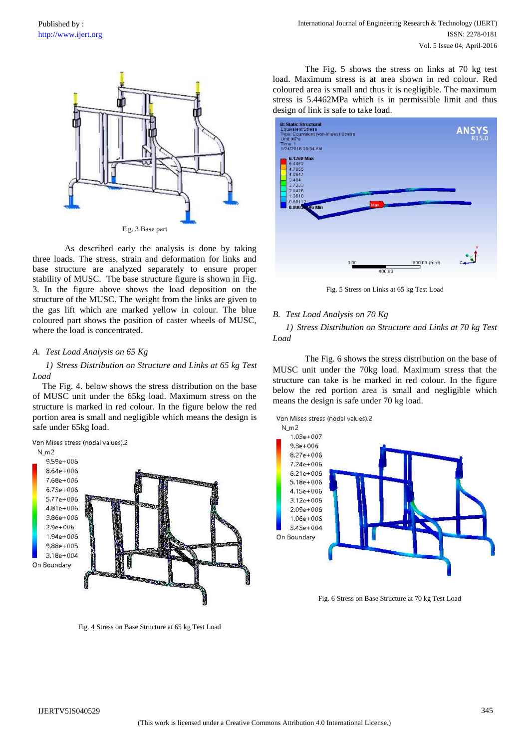Fig. 3 Base part

As described early the analysis is done by taking three loads. The stress, strain and deformation for links and base structure are analyzed separately to ensure proper stability of MUSC. The base structure figure is shown in Fig. 3. In the figure above shows the load deposition on the structure of the MUSC. The weight from the links are given to the gas lift which are marked yellow in colour. The blue coloured part shows the position of caster wheels of MUSC, where the load is concentrated.

### *A. Test Load Analysis on 65 Kg*

#### *1) Stress Distribution on Structure and Links at 65 kg Test Load*

The Fig. 4. below shows the stress distribution on the base of MUSC unit under the 65kg load. Maximum stress on the structure is marked in red colour. In the figure below the red portion area is small and negligible which means the design is safe under 65kg load.

Fig. 4 Stress on Base Structure at 65 kg Test Load

The Fig. 5 shows the stress on links at 70 kg test load. Maximum stress is at area shown in red colour. Red coloured area is small and thus it is negligible. The maximum stress is 5.4462MPa which is in permissible limit and thus design of link is safe to take load.

Fig. 5 Stress on Links at 65 kg Test Load

### *B. Test Load Analysis on 70 Kg*

#### *1) Stress Distribution on Structure and Links at 70 kg Test Load*

The Fig. 6 shows the stress distribution on the base of MUSC unit under the 70kg load. Maximum stress that the structure can take is be marked in red colour. In the figure below the red portion area is small and negligible which means the design is safe under 70 kg load.

Fig. 6 Stress on Base Structure at 70 kg Test Load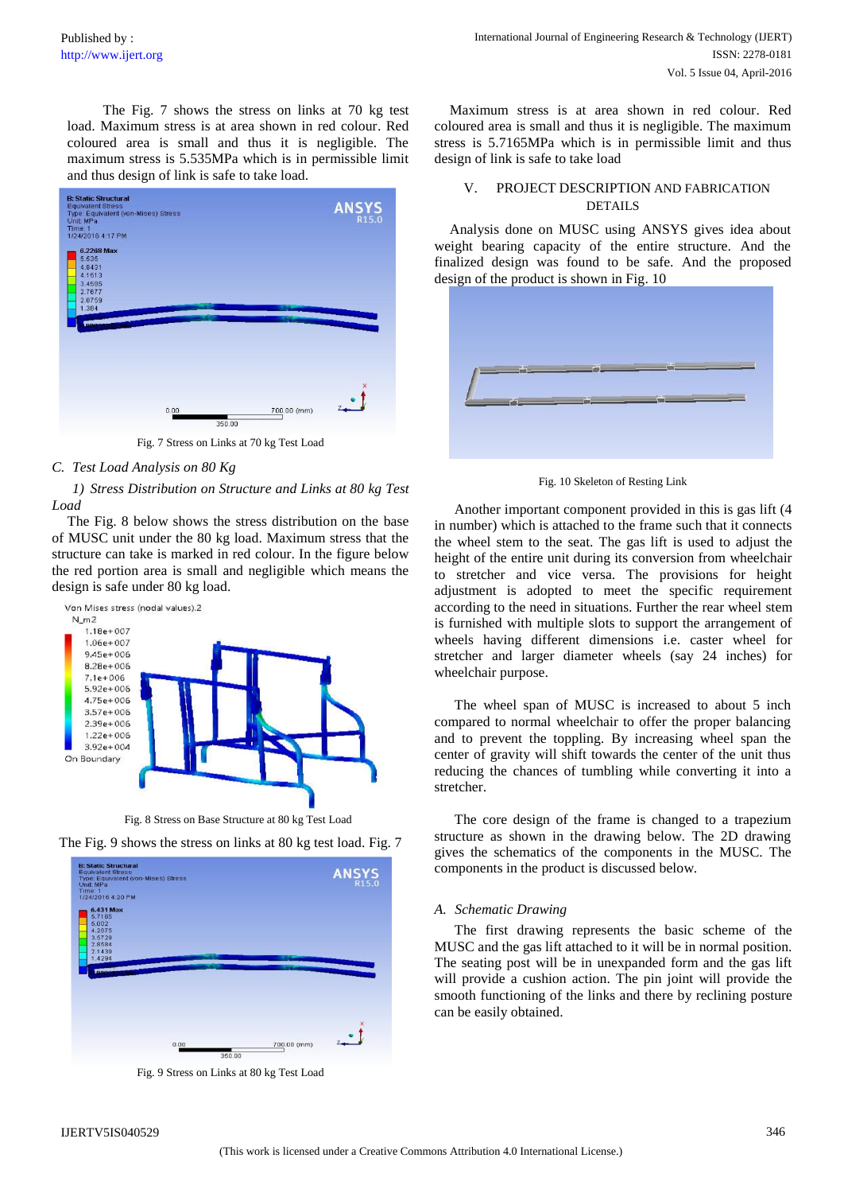The Fig. 7 shows the stress on links at 70 kg test load. Maximum stress is at area shown in red colour. Red coloured area is small and thus it is negligible. The maximum stress is 5.535MPa which is in permissible limit and thus design of link is safe to take load.

Fig. 7 Stress on Links at 70 kg Test Load

### C. Test Load Analysis on 80 Kg

#### 1) Stress Distribution on Structure and Links at 80 kg Test Load

The Fig. 8 below shows the stress distribution on the base of MUSC unit under the 80 kg load. Maximum stress that the structure can take is marked in red colour. In the figure below the red portion area is small and negligible which means the design is safe under 80 kg load.

Fig. 8 Stress on Base Structure at 80 kg Test Load

The Fig. 9 shows the stress on links at 80 kg test load. Fig. 7

Fig. 9 Stress on Links at 80 kg Test Load

Maximum stress is at area shown in red colour. Red coloured area is small and thus it is negligible. The maximum stress is 5.7165MPa which is in permissible limit and thus design of link is safe to take load

## V. PROJECT DESCRIPTION AND FABRICATION DETAILS

Analysis done on MUSC using ANSYS gives idea about weight bearing capacity of the entire structure. And the finalized design was found to be safe. And the proposed design of the product is shown in Fig. 10

Fig. 10 Skeleton of Resting Link

Another important component provided in this is gas lift (4 in number) which is attached to the frame such that it connects the wheel stem to the seat. The gas lift is used to adjust the height of the entire unit during its conversion from wheelchair to stretcher and vice versa. The provisions for height adjustment is adopted to meet the specific requirement according to the need in situations. Further the rear wheel stem is furnished with multiple slots to support the arrangement of wheels having different dimensions i.e. caster wheel for stretcher and larger diameter wheels (say 24 inches) for wheelchair purpose.

The wheel span of MUSC is increased to about 5 inch compared to normal wheelchair to offer the proper balancing and to prevent the toppling. By increasing wheel span the center of gravity will shift towards the center of the unit thus reducing the chances of tumbling while converting it into a stretcher.

The core design of the frame is changed to a trapezium structure as shown in the drawing below. The 2D drawing gives the schematics of the components in the MUSC. The components in the product is discussed below.

### A. Schematic Drawing

The first drawing represents the basic scheme of the MUSC and the gas lift attached to it will be in normal position. The seating post will be in unexpanded form and the gas lift will provide a cushion action. The pin joint will provide the smooth functioning of the links and there by reclining posture can be easily obtained.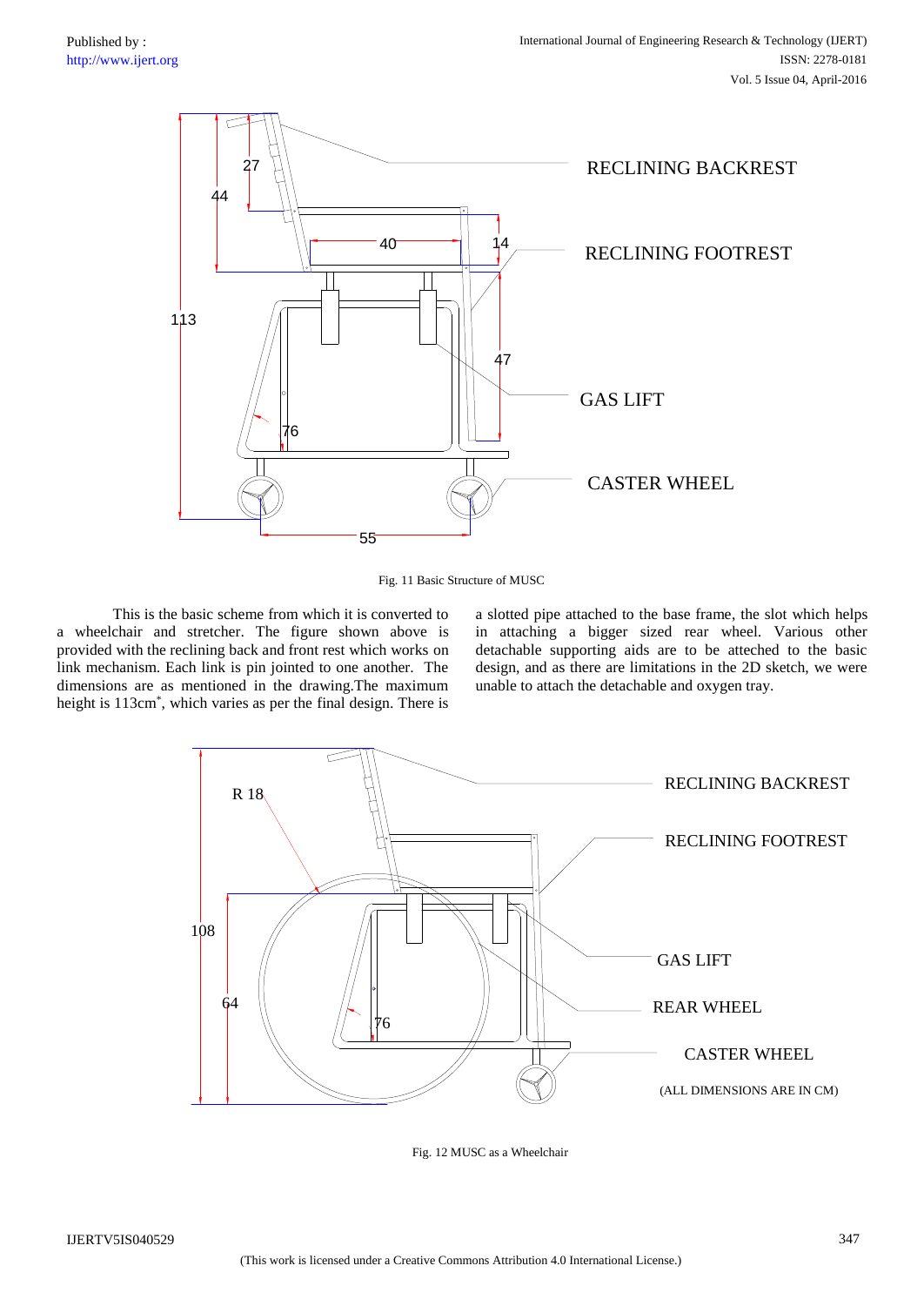Fig. 11 Basic Structure of MUSC

This is the basic scheme from which it is converted to a wheelchair and stretcher. The figure shown above is provided with the reclining back and front rest which works on link mechanism. Each link is pin jointed to one another. The dimensions are as mentioned in the drawing.The maximum height is 113cm*, which varies as per the final design. There is a slotted pipe attached to the base frame, the slot which helps in attaching a bigger sized rear wheel. Various other detachable supporting aids are to be atteched to the basic design, and as there are limitations in the 2D sketch, we were unable to attach the detachable and oxygen tray.

Fig. 12 MUSC as a Wheelchair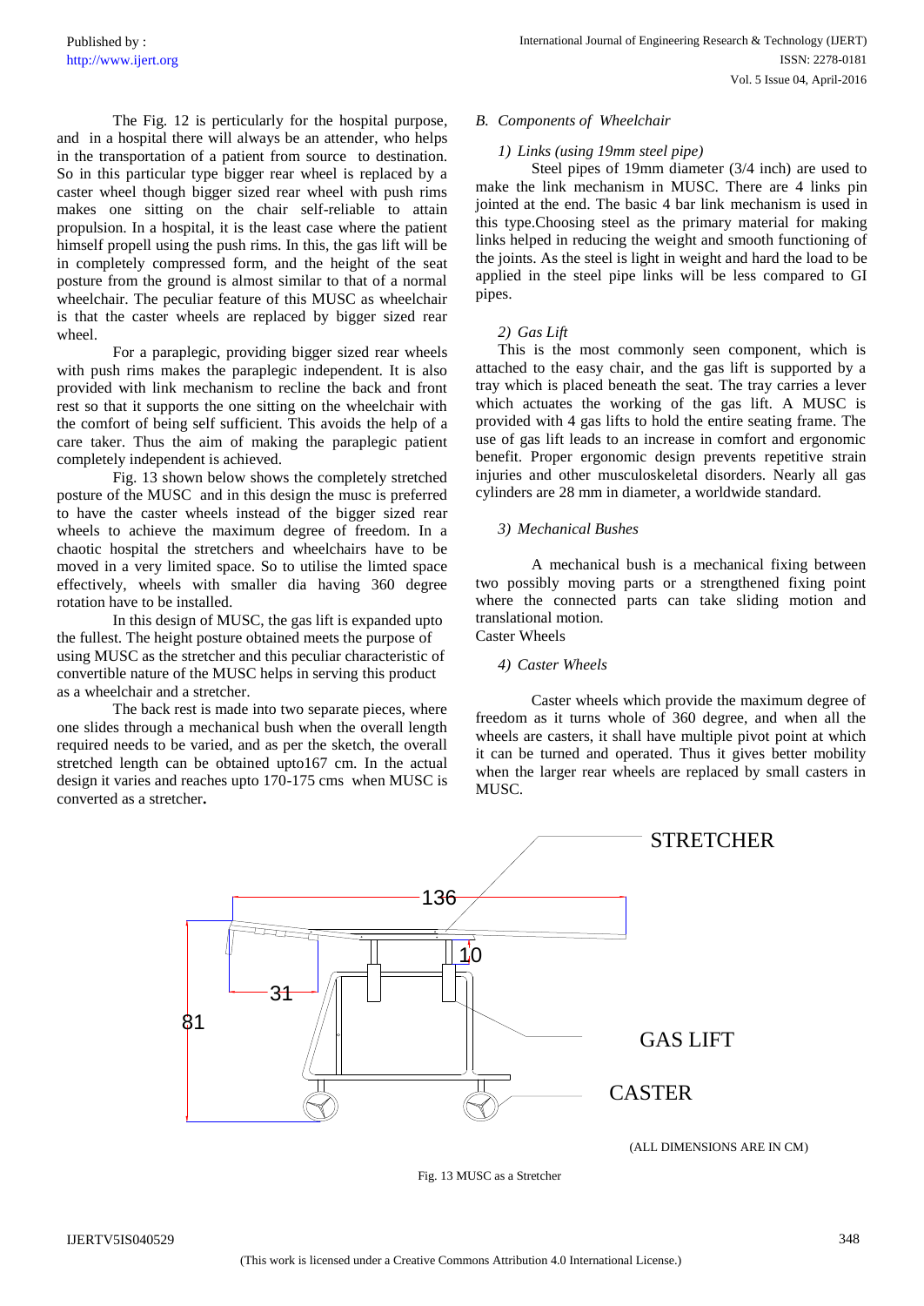The Fig. 12 is perticularly for the hospital purpose, and in a hospital there will always be an attender, who helps in the transportation of a patient from source to destination. So in this particular type bigger rear wheel is replaced by a caster wheel though bigger sized rear wheel with push rims makes one sitting on the chair self-reliable to attain propulsion. In a hospital, it is the least case where the patient himself propell using the push rims. In this, the gas lift will be in completely compressed form, and the height of the seat posture from the ground is almost similar to that of a normal wheelchair. The peculiar feature of this MUSC as wheelchair is that the caster wheels are replaced by bigger sized rear wheel.

For a paraplegic, providing bigger sized rear wheels with push rims makes the paraplegic independent. It is also provided with link mechanism to recline the back and front rest so that it supports the one sitting on the wheelchair with the comfort of being self sufficient. This avoids the help of a care taker. Thus the aim of making the paraplegic patient completely independent is achieved.

Fig. 13 shown below shows the completely stretched posture of the MUSC and in this design the musc is preferred to have the caster wheels instead of the bigger sized rear wheels to achieve the maximum degree of freedom. In a chaotic hospital the stretchers and wheelchairs have to be moved in a very limited space. So to utilise the limted space effectively, wheels with smaller dia having 360 degree rotation have to be installed.

In this design of MUSC, the gas lift is expanded upto the fullest. The height posture obtained meets the purpose of using MUSC as the stretcher and this peculiar characteristic of convertible nature of the MUSC helps in serving this product as a wheelchair and a stretcher.

The back rest is made into two separate pieces, where one slides through a mechanical bush when the overall length required needs to be varied, and as per the sketch, the overall stretched length can be obtained upto167 cm. In the actual design it varies and reaches upto 170-175 cms when MUSC is converted as a stretcher**.**

### *B. Components of Wheelchair*

#### *1) Links (using 19mm steel pipe)*

Steel pipes of 19mm diameter (3/4 inch) are used to make the link mechanism in MUSC. There are 4 links pin jointed at the end. The basic 4 bar link mechanism is used in this type.Choosing steel as the primary material for making links helped in reducing the weight and smooth functioning of the joints. As the steel is light in weight and hard the load to be applied in the steel pipe links will be less compared to GI pipes.

#### *2) Gas Lift*

This is the most commonly seen component, which is attached to the easy chair, and the gas lift is supported by a tray which is placed beneath the seat. The tray carries a lever which actuates the working of the gas lift. A MUSC is provided with 4 gas lifts to hold the entire seating frame. The use of gas lift leads to an increase in comfort and ergonomic benefit. Proper ergonomic design prevents repetitive strain injuries and other musculoskeletal disorders. Nearly all gas cylinders are 28 mm in diameter, a worldwide standard.

#### *3) Mechanical Bushes*

A mechanical bush is a mechanical fixing between two possibly moving parts or a strengthened fixing point where the connected parts can take sliding motion and translational motion.

Caster Wheels

#### *4) Caster Wheels*

Caster wheels which provide the maximum degree of freedom as it turns whole of 360 degree, and when all the wheels are casters, it shall have multiple pivot point at which it can be turned and operated. Thus it gives better mobility when the larger rear wheels are replaced by small casters in MUSC.

STRETCHER

136

10

31

81

GAS LIFT

CASTER

(ALL DIMENSIONS ARE IN CM)

Fig. 13 MUSC as a Stretcher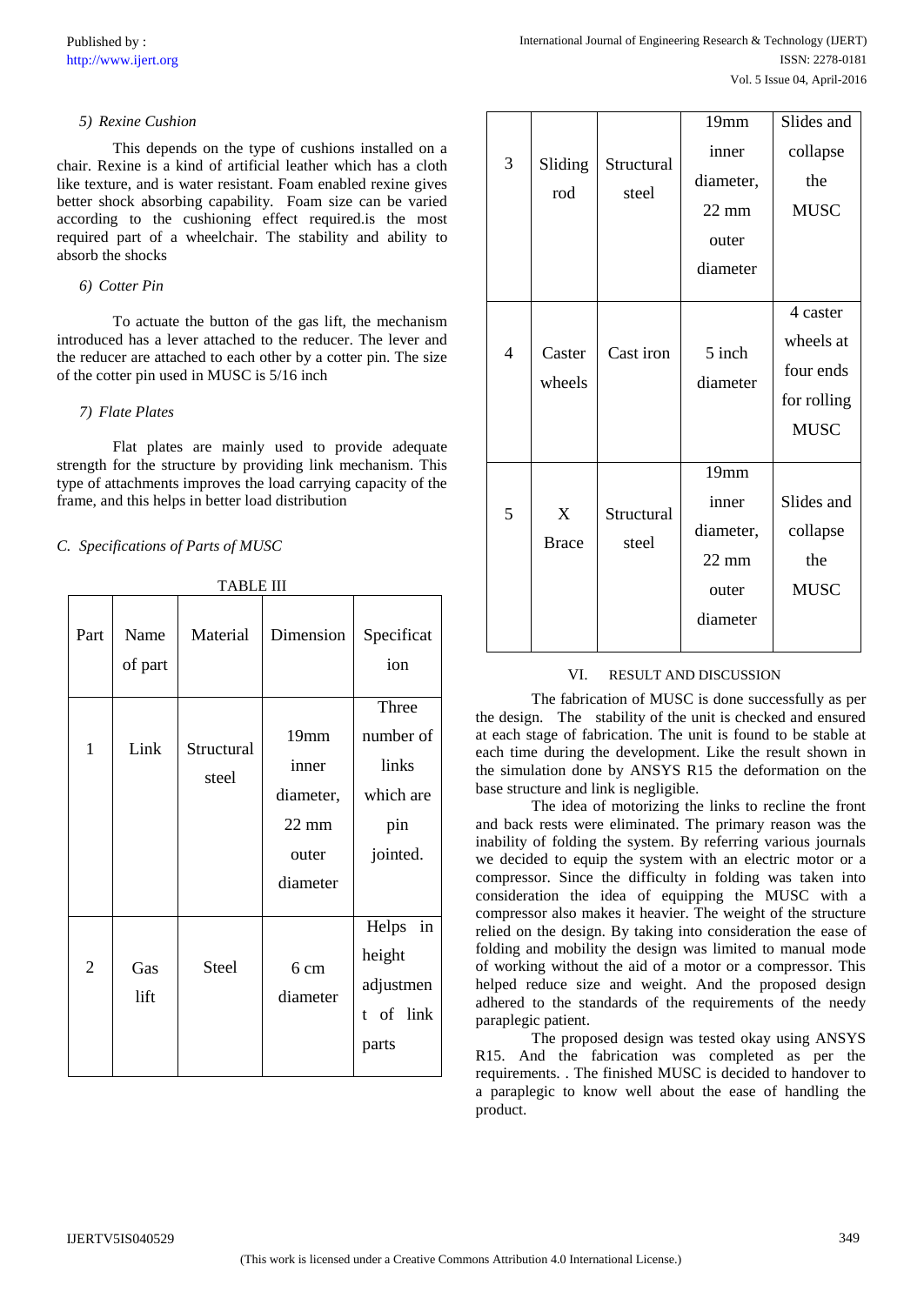### 5) Rexine Cushion

This depends on the type of cushions installed on a chair. Rexine is a kind of artificial leather which has a cloth like texture, and is water resistant. Foam enabled rexine gives better shock absorbing capability. Foam size can be varied according to the cushioning effect required.is the most required part of a wheelchair. The stability and ability to absorb the shocks

### 6) Cotter Pin

To actuate the button of the gas lift, the mechanism introduced has a lever attached to the reducer. The lever and the reducer are attached to each other by a cotter pin. The size of the cotter pin used in MUSC is 5/16 inch

### 7) Flate Plates

Flat plates are mainly used to provide adequate strength for the structure by providing link mechanism. This type of attachments improves the load carrying capacity of the frame, and this helps in better load distribution

## C. Specifications of Parts of MUSC

TABLE III

| Part | Name of part | Material | Dimension | Specification |
|---|---|---|---|---|
| 1 | Link | Structural steel | 19mm inner diameter, 22 mm outer diameter | Three number of links which are pin jointed. |
| 2 | Gas lift | Steel | 6 cm diameter | Helps in height adjustment of link parts |
| 3 | Sliding rod | Structural steel | 19mm inner diameter, 22 mm outer diameter | Slides and collapse the MUSC |
| 4 | Caster wheels | Cast iron | 5 inch diameter | 4 caster wheels at four ends for rolling MUSC |
| 5 | X Brace | Structural steel | 19mm inner diameter, 22 mm outer diameter | Slides and collapse the MUSC |

# VI. RESULT AND DISCUSSION

The fabrication of MUSC is done successfully as per the design. The stability of the unit is checked and ensured at each stage of fabrication. The unit is found to be stable at each time during the development. Like the result shown in the simulation done by ANSYS R15 the deformation on the base structure and link is negligible.

The idea of motorizing the links to recline the front and back rests were eliminated. The primary reason was the inability of folding the system. By referring various journals we decided to equip the system with an electric motor or a compressor. Since the difficulty in folding was taken into consideration the idea of equipping the MUSC with a compressor also makes it heavier. The weight of the structure relied on the design. By taking into consideration the ease of folding and mobility the design was limited to manual mode of working without the aid of a motor or a compressor. This helped reduce size and weight. And the proposed design adhered to the standards of the requirements of the needy paraplegic patient.

The proposed design was tested okay using ANSYS R15. And the fabrication was completed as per the requirements. . The finished MUSC is decided to handover to a paraplegic to know well about the ease of handling the product.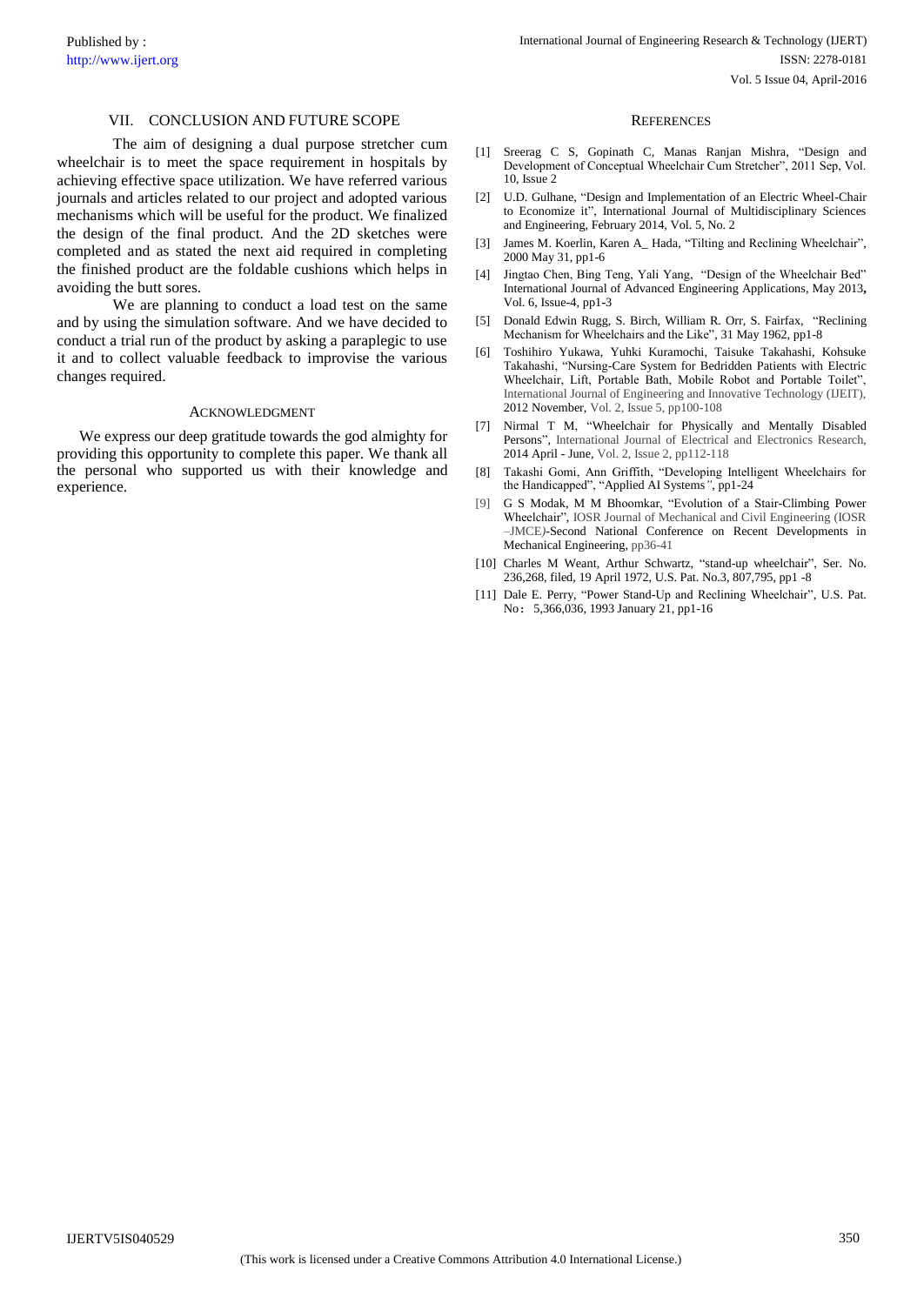## VII. CONCLUSION AND FUTURE SCOPE

The aim of designing a dual purpose stretcher cum wheelchair is to meet the space requirement in hospitals by achieving effective space utilization. We have referred various journals and articles related to our project and adopted various mechanisms which will be useful for the product. We finalized the design of the final product. And the 2D sketches were completed and as stated the next aid required in completing the finished product are the foldable cushions which helps in avoiding the butt sores.

We are planning to conduct a load test on the same and by using the simulation software. And we have decided to conduct a trial run of the product by asking a paraplegic to use it and to collect valuable feedback to improvise the various changes required.

## ACKNOWLEDGMENT

We express our deep gratitude towards the god almighty for providing this opportunity to complete this paper. We thank all the personal who supported us with their knowledge and experience.

## REFERENCES

[1] Sreerag C S, Gopinath C, Manas Ranjan Mishra, "Design and Development of Conceptual Wheelchair Cum Stretcher", 2011 Sep, Vol. 10, Issue 2

[2] U.D. Gulhane, "Design and Implementation of an Electric Wheel-Chair to Economize it", International Journal of Multidisciplinary Sciences and Engineering, February 2014, Vol. 5, No. 2

[3] James M. Koerlin, Karen A_ Hada, "Tilting and Reclining Wheelchair", 2000 May 31, pp1-6

[4] Jingtao Chen, Bing Teng, Yali Yang, "Design of the Wheelchair Bed" International Journal of Advanced Engineering Applications, May 2013, Vol. 6, Issue-4, pp1-3

[5] Donald Edwin Rugg, S. Birch, William R. Orr, S. Fairfax, "Reclining Mechanism for Wheelchairs and the Like", 31 May 1962, pp1-8

[6] Toshihiro Yukawa, Yuhki Kuramochi, Taisuke Takahashi, Kohsuke Takahashi, "Nursing-Care System for Bedridden Patients with Electric Wheelchair, Lift, Portable Bath, Mobile Robot and Portable Toilet", International Journal of Engineering and Innovative Technology (IJEIT), 2012 November, Vol. 2, Issue 5, pp100-108

[7] Nirmal T M, "Wheelchair for Physically and Mentally Disabled Persons", International Journal of Electrical and Electronics Research, 2014 April - June, Vol. 2, Issue 2, pp112-118

[8] Takashi Gomi, Ann Griffith, "Developing Intelligent Wheelchairs for the Handicapped", "Applied AI Systems", pp1-24

[9] G S Modak, M M Bhoomkar, "Evolution of a Stair-Climbing Power Wheelchair", IOSR Journal of Mechanical and Civil Engineering (IOSR –JMCE)-Second National Conference on Recent Developments in Mechanical Engineering, pp36-41

[10] Charles M Weant, Arthur Schwartz, "stand-up wheelchair", Ser. No. 236,268, filed, 19 April 1972, U.S. Pat. No.3, 807,795, pp1 -8

[11] Dale E. Perry, "Power Stand-Up and Reclining Wheelchair", U.S. Pat. No： 5,366,036, 1993 January 21, pp1-16